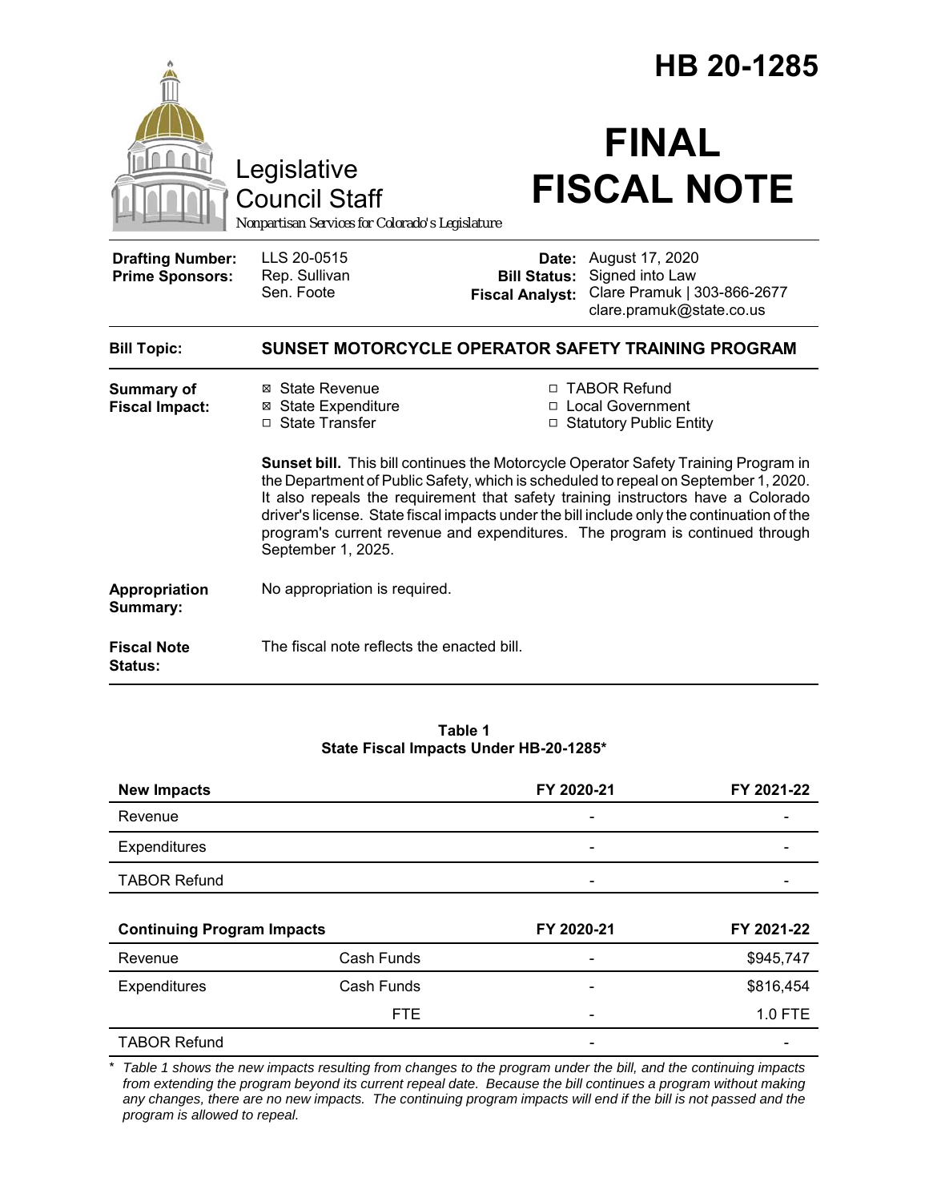# HB 20-1285

Legislative Council Staff

*Nonpartisan Services for Colorado's Legislature*

# FINAL FISCAL NOTE

| | | | |
|---|---|---|---|
| **Drafting Number:** | LLS 20-0515 | **Date:** | August 17, 2020 |
| **Prime Sponsors:** | Rep. Sullivan<br>Sen. Foote | **Bill Status:** | Signed into Law |
| | | **Fiscal Analyst:** | Clare Pramuk \| 303-866-2677<br>clare.pramuk@state.co.us |

**Bill Topic:** **SUNSET MOTORCYCLE OPERATOR SAFETY TRAINING PROGRAM**

**Summary of Fiscal Impact:**

- ☒ State Revenue
- ☒ State Expenditure
- ☐ State Transfer
- ☐ TABOR Refund
- ☐ Local Government
- ☐ Statutory Public Entity

**Sunset bill.** This bill continues the Motorcycle Operator Safety Training Program in the Department of Public Safety, which is scheduled to repeal on September 1, 2020. It also repeals the requirement that safety training instructors have a Colorado driver's license. State fiscal impacts under the bill include only the continuation of the program's current revenue and expenditures. The program is continued through September 1, 2025.

**Appropriation Summary:** No appropriation is required.

**Fiscal Note Status:** The fiscal note reflects the enacted bill.

**Table 1**
**State Fiscal Impacts Under HB-20-1285***

| **New Impacts** | | **FY 2020-21** | **FY 2021-22** |
|---|---|---|---|
| Revenue | | - | - |
| Expenditures | | - | - |
| TABOR Refund | | - | - |
| **Continuing Program Impacts** | | **FY 2020-21** | **FY 2021-22** |
| Revenue | Cash Funds | - | $945,747 |
| Expenditures | Cash Funds | - | $816,454 |
| | FTE | - | 1.0 FTE |
| TABOR Refund | | - | - |

\* *Table 1 shows the new impacts resulting from changes to the program under the bill, and the continuing impacts from extending the program beyond its current repeal date. Because the bill continues a program without making any changes, there are no new impacts. The continuing program impacts will end if the bill is not passed and the program is allowed to repeal.*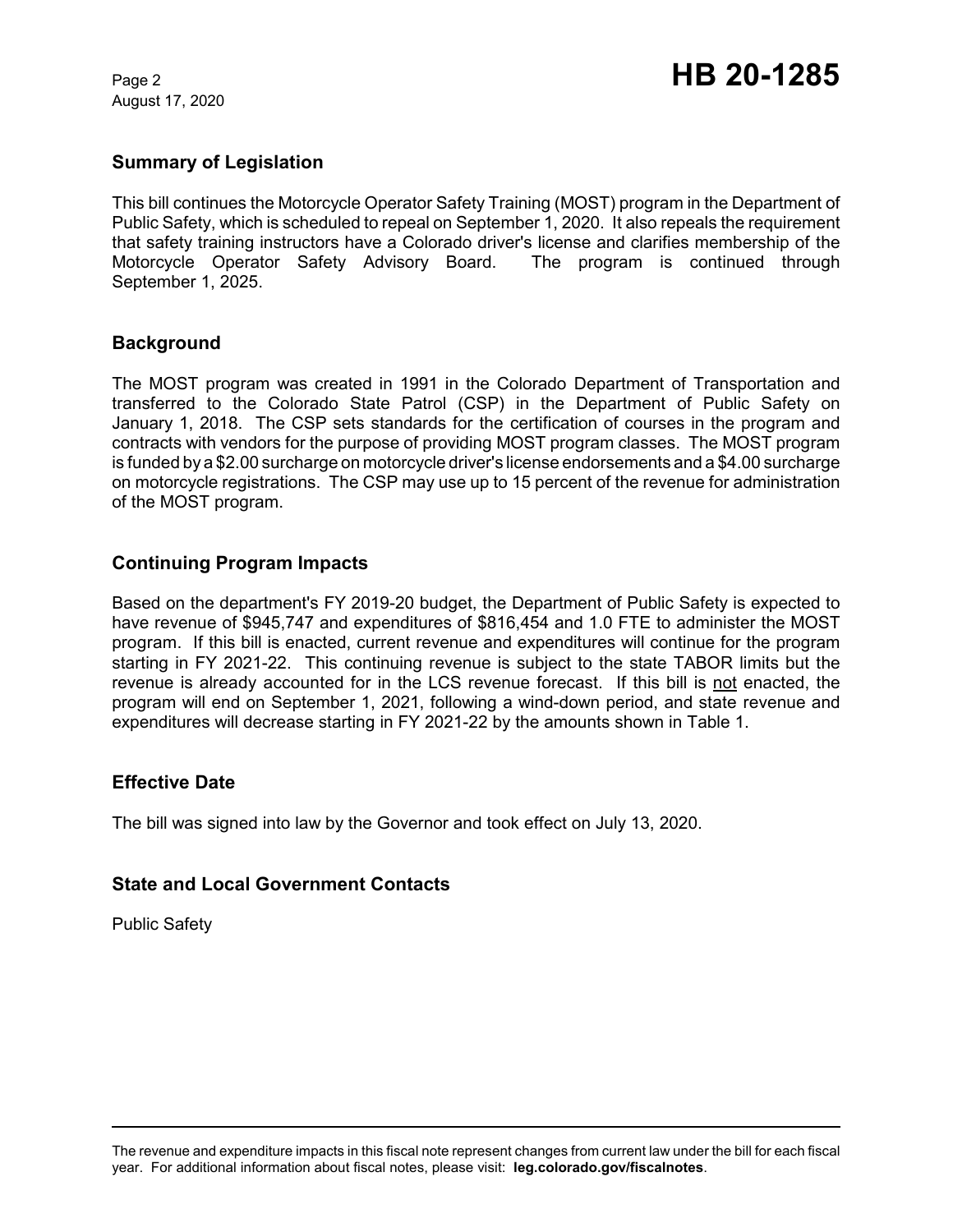## Summary of Legislation

This bill continues the Motorcycle Operator Safety Training (MOST) program in the Department of Public Safety, which is scheduled to repeal on September 1, 2020. It also repeals the requirement that safety training instructors have a Colorado driver's license and clarifies membership of the Motorcycle Operator Safety Advisory Board. The program is continued through September 1, 2025.

## Background

The MOST program was created in 1991 in the Colorado Department of Transportation and transferred to the Colorado State Patrol (CSP) in the Department of Public Safety on January 1, 2018. The CSP sets standards for the certification of courses in the program and contracts with vendors for the purpose of providing MOST program classes. The MOST program is funded by a $2.00 surcharge on motorcycle driver's license endorsements and a $4.00 surcharge on motorcycle registrations. The CSP may use up to 15 percent of the revenue for administration of the MOST program.

## Continuing Program Impacts

Based on the department's FY 2019-20 budget, the Department of Public Safety is expected to have revenue of $945,747 and expenditures of $816,454 and 1.0 FTE to administer the MOST program. If this bill is enacted, current revenue and expenditures will continue for the program starting in FY 2021-22. This continuing revenue is subject to the state TABOR limits but the revenue is already accounted for in the LCS revenue forecast. If this bill is not enacted, the program will end on September 1, 2021, following a wind-down period, and state revenue and expenditures will decrease starting in FY 2021-22 by the amounts shown in Table 1.

## Effective Date

The bill was signed into law by the Governor and took effect on July 13, 2020.

## State and Local Government Contacts

Public Safety

The revenue and expenditure impacts in this fiscal note represent changes from current law under the bill for each fiscal year. For additional information about fiscal notes, please visit: **leg.colorado.gov/fiscalnotes**.